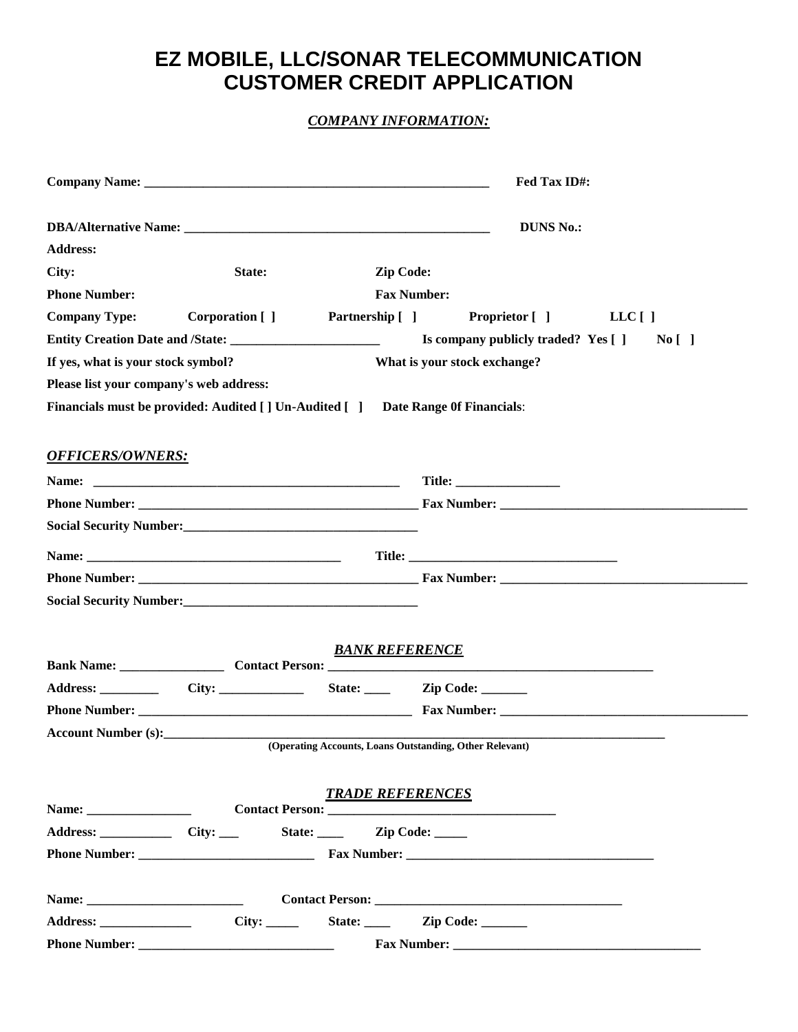# EZ MOBILE, LLC/SONAR TELECOMMUNICATION
# CUSTOMER CREDIT APPLICATION

***COMPANY INFORMATION:***

**Company Name:** ______________________________________________________ **Fed Tax ID#:**

**DBA/Alternative Name:** ______________________________________________ **DUNS No.:**

**Address:**

**City:** **State:** **Zip Code:**

**Phone Number:** **Fax Number:**

**Company Type:** **Corporation [ ]** **Partnership [ ]** **Proprietor [ ]** **LLC [ ]**

**Entity Creation Date and /State:** _______________________ **Is company publicly traded? Yes [ ] No [ ]**

**If yes, what is your stock symbol?** **What is your stock exchange?**

**Please list your company's web address:**

**Financials must be provided: Audited [ ] Un-Audited [ ]** **Date Range 0f Financials**:

***OFFICERS/OWNERS:***

**Name:** ________________________________________________ **Title:** ________________

**Phone Number:** ____________________________________________ **Fax Number:** ______________________________________

**Social Security Number:**____________________________________

**Name:** _______________________________________ **Title:** _________________________________

**Phone Number:** ____________________________________________ **Fax Number:** ______________________________________

**Social Security Number:**____________________________________

***BANK REFERENCE***

**Bank Name:** ________________ **Contact Person:** ___________________________________________________

**Address:** _________ **City:** _____________ **State:** ____ **Zip Code:** _______

**Phone Number:** ___________________________________________ **Fax Number:** _______________________________________

**Account Number (s):**_____________________________________________________________________________

**(Operating Accounts, Loans Outstanding, Other Relevant)**

***TRADE REFERENCES***

**Name:** ________________ **Contact Person:** ___________________________________

**Address:** ___________ **City:** ___ **State:** ____ **Zip Code:** _____

**Phone Number:** ___________________________ **Fax Number:** ______________________________________

**Name:** ________________________ **Contact Person:** ______________________________________

**Address:** ______________ **City:** _____ **State:** ____ **Zip Code:** _______

**Phone Number:** ______________________________ **Fax Number:** ______________________________________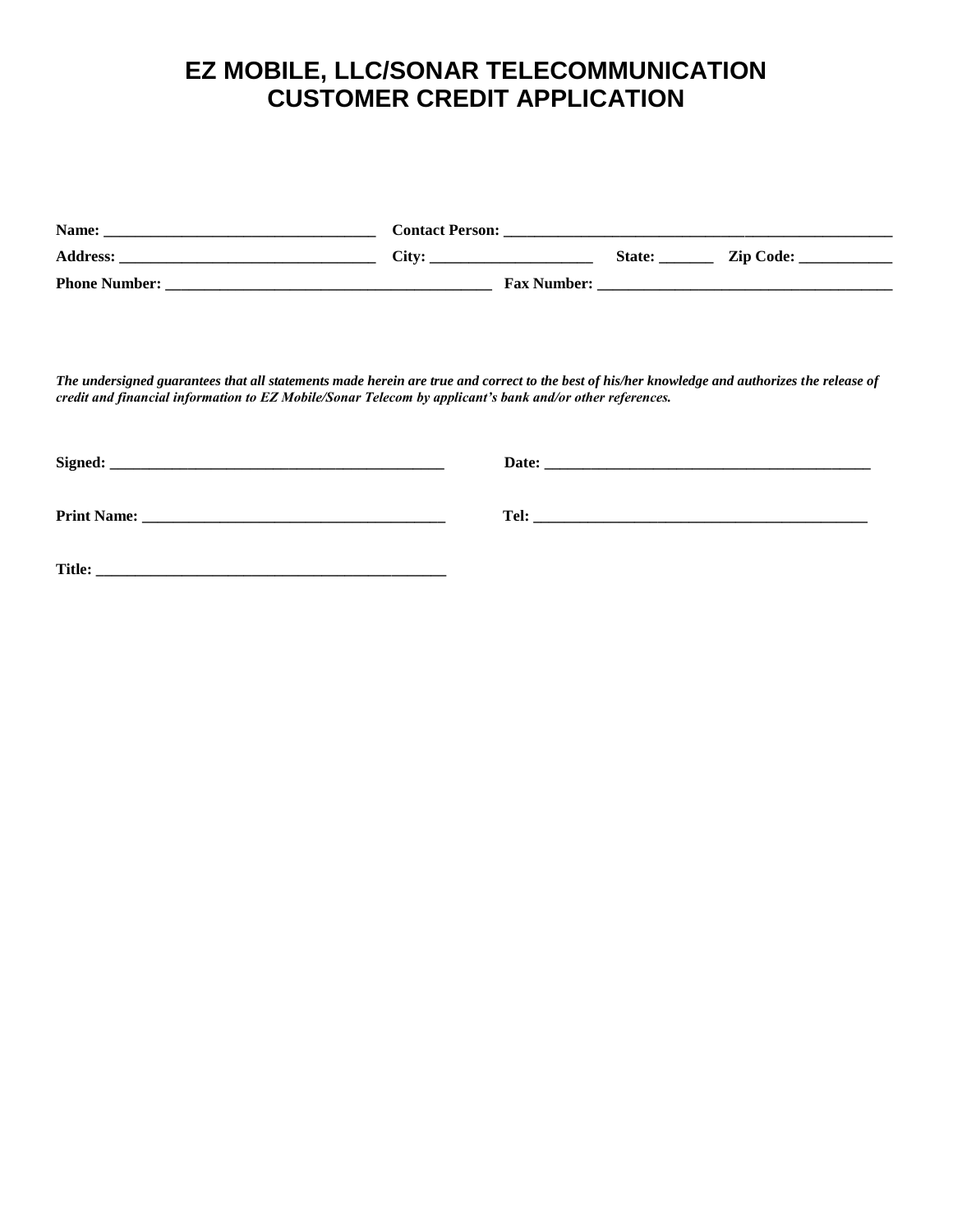# EZ MOBILE, LLC/SONAR TELECOMMUNICATION
# CUSTOMER CREDIT APPLICATION

**Name:** ___________________________________ **Contact Person:** ___________________________________________________

**Address:** _________________________________ **City:** _____________________ **State:** _______ **Zip Code:** ____________

**Phone Number:** __________________________________________ **Fax Number:** ______________________________________

***The undersigned guarantees that all statements made herein are true and correct to the best of his/her knowledge and authorizes the release of credit and financial information to EZ Mobile/Sonar Telecom by applicant's bank and/or other references.***

**Signed:** _____________________________________________ **Date:** ___________________________________________

**Print Name:** ________________________________________ **Tel:** _____________________________________________

**Title:** _______________________________________________